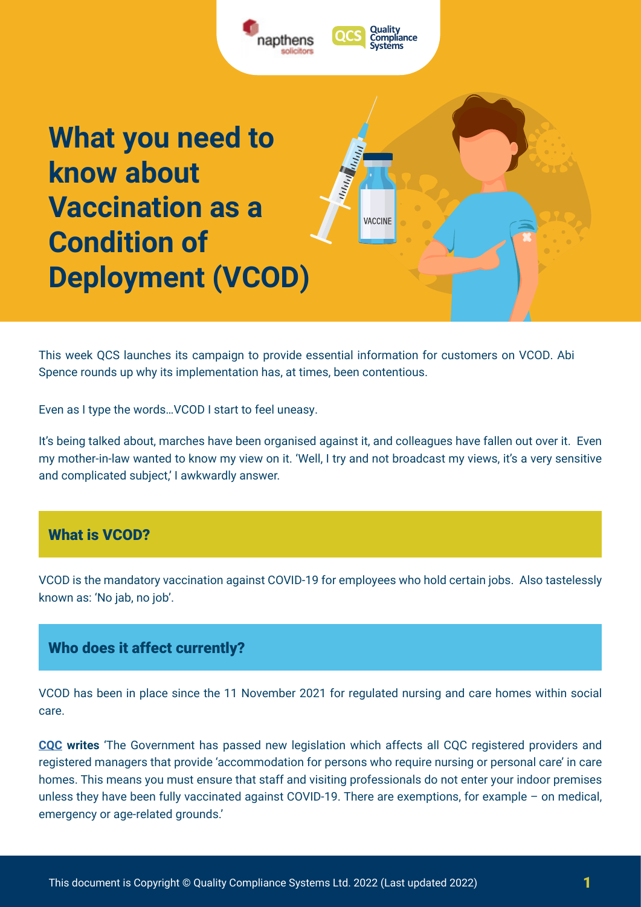# What you need to know about Vaccination as a Condition of Deployment (VCOD)

This week QCS launches its campaign to provide essential information for customers on VCOD. Abi Spence rounds up why its implementation has, at times, been contentious.

Even as I type the words…VCOD I start to feel uneasy.

It's being talked about, marches have been organised against it, and colleagues have fallen out over it. Even my mother-in-law wanted to know my view on it. 'Well, I try and not broadcast my views, it's a very sensitive and complicated subject,' I awkwardly answer.

## What is VCOD?

VCOD is the mandatory vaccination against COVID-19 for employees who hold certain jobs. Also tastelessly known as: 'No jab, no job'.

## Who does it affect currently?

VCOD has been in place since the 11 November 2021 for regulated nursing and care homes within social care.

**CQC writes** 'The Government has passed new legislation which affects all CQC registered providers and registered managers that provide 'accommodation for persons who require nursing or personal care' in care homes. This means you must ensure that staff and visiting professionals do not enter your indoor premises unless they have been fully vaccinated against COVID-19. There are exemptions, for example – on medical, emergency or age-related grounds.'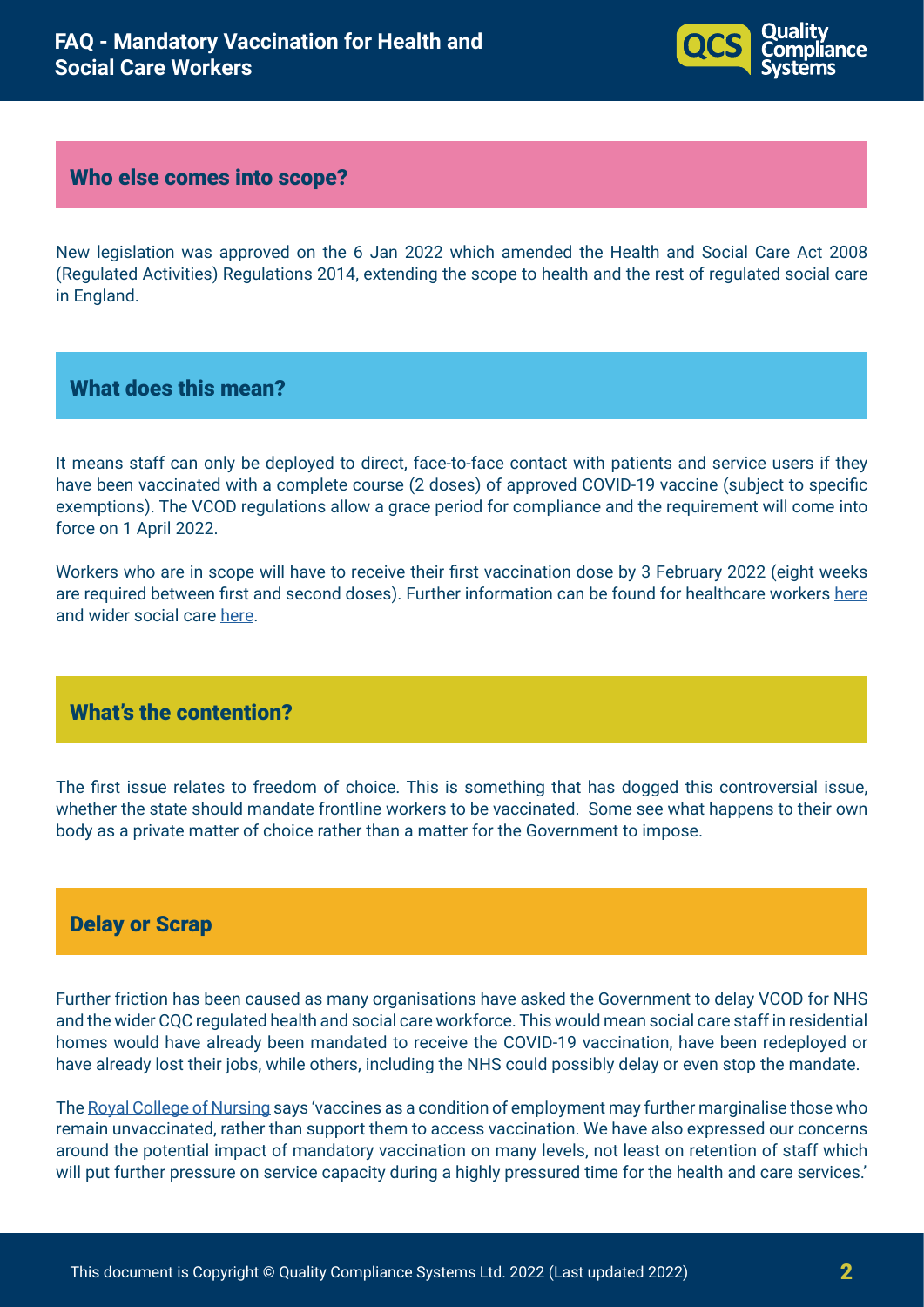## Who else comes into scope?

New legislation was approved on the 6 Jan 2022 which amended the Health and Social Care Act 2008 (Regulated Activities) Regulations 2014, extending the scope to health and the rest of regulated social care in England.

## What does this mean?

It means staff can only be deployed to direct, face-to-face contact with patients and service users if they have been vaccinated with a complete course (2 doses) of approved COVID-19 vaccine (subject to specific exemptions). The VCOD regulations allow a grace period for compliance and the requirement will come into force on 1 April 2022.

Workers who are in scope will have to receive their first vaccination dose by 3 February 2022 (eight weeks are required between first and second doses). Further information can be found for healthcare workers here and wider social care here.

## What's the contention?

The first issue relates to freedom of choice. This is something that has dogged this controversial issue, whether the state should mandate frontline workers to be vaccinated. Some see what happens to their own body as a private matter of choice rather than a matter for the Government to impose.

## Delay or Scrap

Further friction has been caused as many organisations have asked the Government to delay VCOD for NHS and the wider CQC regulated health and social care workforce. This would mean social care staff in residential homes would have already been mandated to receive the COVID-19 vaccination, have been redeployed or have already lost their jobs, while others, including the NHS could possibly delay or even stop the mandate.

The Royal College of Nursing says 'vaccines as a condition of employment may further marginalise those who remain unvaccinated, rather than support them to access vaccination. We have also expressed our concerns around the potential impact of mandatory vaccination on many levels, not least on retention of staff which will put further pressure on service capacity during a highly pressured time for the health and care services.'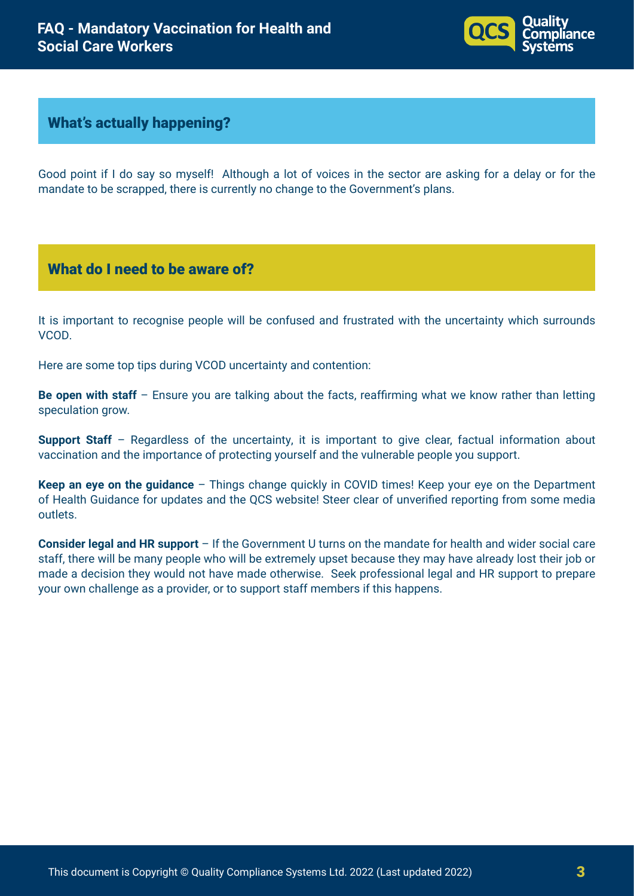## What's actually happening?

Good point if I do say so myself! Although a lot of voices in the sector are asking for a delay or for the mandate to be scrapped, there is currently no change to the Government's plans.

## What do I need to be aware of?

It is important to recognise people will be confused and frustrated with the uncertainty which surrounds VCOD.

Here are some top tips during VCOD uncertainty and contention:

**Be open with staff** – Ensure you are talking about the facts, reaffirming what we know rather than letting speculation grow.

**Support Staff** – Regardless of the uncertainty, it is important to give clear, factual information about vaccination and the importance of protecting yourself and the vulnerable people you support.

**Keep an eye on the guidance** – Things change quickly in COVID times! Keep your eye on the Department of Health Guidance for updates and the QCS website! Steer clear of unverified reporting from some media outlets.

**Consider legal and HR support** – If the Government U turns on the mandate for health and wider social care staff, there will be many people who will be extremely upset because they may have already lost their job or made a decision they would not have made otherwise. Seek professional legal and HR support to prepare your own challenge as a provider, or to support staff members if this happens.